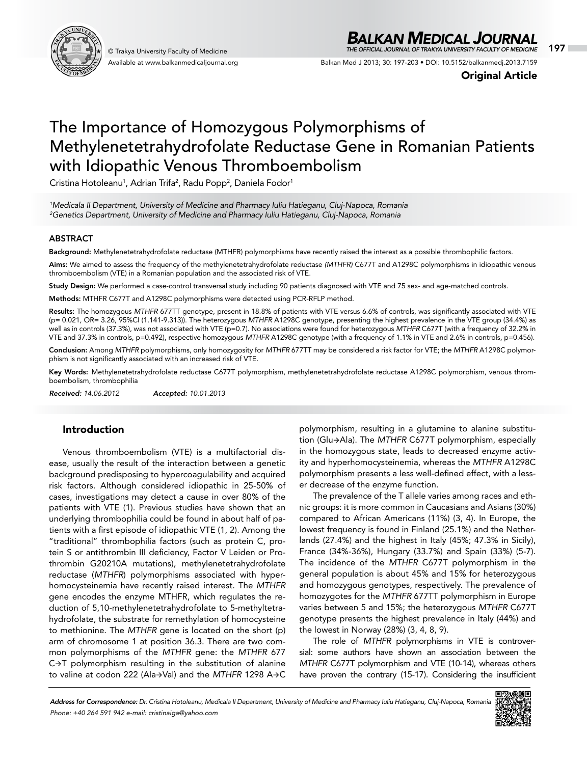Original Article

# The Importance of Homozygous Polymorphisms of Methylenetetrahydrofolate Reductase Gene in Romanian Patients with Idiopathic Venous Thromboembolism

Cristina Hotoleanu[1], Adrian Trifa[2], Radu Popp[2], Daniela Fodor[1]

*[1]Medicala II Department, University of Medicine and Pharmacy Iuliu Hatieganu, Cluj-Napoca, Romania*
*[2]Genetics Department, University of Medicine and Pharmacy Iuliu Hatieganu, Cluj-Napoca, Romania*

## ABSTRACT

**Background:** Methylenetetrahydrofolate reductase (MTHFR) polymorphisms have recently raised the interest as a possible thrombophilic factors.

**Aims:** We aimed to assess the frequency of the methylenetetrahydrofolate reductase *(MTHFR)* C677T and A1298C polymorphisms in idiopathic venous thromboembolism (VTE) in a Romanian population and the associated risk of VTE.

**Study Design:** We performed a case-control transversal study including 90 patients diagnosed with VTE and 75 sex- and age-matched controls.

**Methods:** MTHFR C677T and A1298C polymorphisms were detected using PCR-RFLP method.

**Results:** The homozygous *MTHFR* 677TT genotype, present in 18.8% of patients with VTE versus 6.6% of controls, was significantly associated with VTE (p= 0.021, OR= 3.26, 95%CI (1.141-9.313)). The heterozygous *MTHFR* A1298C genotype, presenting the highest prevalence in the VTE group (34.4%) as well as in controls (37.3%), was not associated with VTE (p=0.7). No associations were found for heterozygous *MTHFR* C677T (with a frequency of 32.2% in VTE and 37.3% in controls, p=0.492), respective homozygous *MTHFR* A1298C genotype (with a frequency of 1.1% in VTE and 2.6% in controls, p=0.456).

**Conclusion:** Among *MTHFR* polymorphisms, only homozygosity for *MTHFR* 677TT may be considered a risk factor for VTE; the *MTHFR* A1298C polymorphism is not significantly associated with an increased risk of VTE.

**Key Words:** Methylenetetrahydrofolate reductase C677T polymorphism, methylenetetrahydrofolate reductase A1298C polymorphism, venous thromboembolism, thrombophilia

*Received: 14.06.2012* *Accepted: 10.01.2013*

## Introduction

Venous thromboembolism (VTE) is a multifactorial disease, usually the result of the interaction between a genetic background predisposing to hypercoagulability and acquired risk factors. Although considered idiopathic in 25-50% of cases, investigations may detect a cause in over 80% of the patients with VTE (1). Previous studies have shown that an underlying thrombophilia could be found in about half of patients with a first episode of idiopathic VTE (1, 2). Among the "traditional" thrombophilia factors (such as protein C, protein S or antithrombin III deficiency, Factor V Leiden or Prothrombin G20210A mutations), methylenetetrahydrofolate reductase (*MTHFR*) polymorphisms associated with hyperhomocysteinemia have recently raised interest. The *MTHFR* gene encodes the enzyme MTHFR, which regulates the reduction of 5,10-methylenetetrahydrofolate to 5-methyltetrahydrofolate, the substrate for remethylation of homocysteine to methionine. The *MTHFR* gene is located on the short (p) arm of chromosome 1 at position 36.3. There are two common polymorphisms of the *MTHFR* gene: the *MTHFR* 677 C→T polymorphism resulting in the substitution of alanine to valine at codon 222 (Ala→Val) and the *MTHFR* 1298 A→C polymorphism, resulting in a glutamine to alanine substitution (Glu→Ala). The *MTHFR* C677T polymorphism, especially in the homozygous state, leads to decreased enzyme activity and hyperhomocysteinemia, whereas the *MTHFR* A1298C polymorphism presents a less well-defined effect, with a lesser decrease of the enzyme function.

The prevalence of the T allele varies among races and ethnic groups: it is more common in Caucasians and Asians (30%) compared to African Americans (11%) (3, 4). In Europe, the lowest frequency is found in Finland (25.1%) and the Netherlands (27.4%) and the highest in Italy (45%; 47.3% in Sicily), France (34%-36%), Hungary (33.7%) and Spain (33%) (5-7). The incidence of the *MTHFR* C677T polymorphism in the general population is about 45% and 15% for heterozygous and homozygous genotypes, respectively. The prevalence of homozygotes for the *MTHFR* 677TT polymorphism in Europe varies between 5 and 15%; the heterozygous *MTHFR* C677T genotype presents the highest prevalence in Italy (44%) and the lowest in Norway (28%) (3, 4, 8, 9).

The role of *MTHFR* polymorphisms in VTE is controversial: some authors have shown an association between the *MTHFR* C677T polymorphism and VTE (10-14), whereas others have proven the contrary (15-17). Considering the insufficient

*Address for Correspondence: Dr. Cristina Hotoleanu, Medicala II Department, University of Medicine and Pharmacy Iuliu Hatieganu, Cluj-Napoca, Romania*
*Phone: +40 264 591 942 e-mail: cristinaiga@yahoo.com*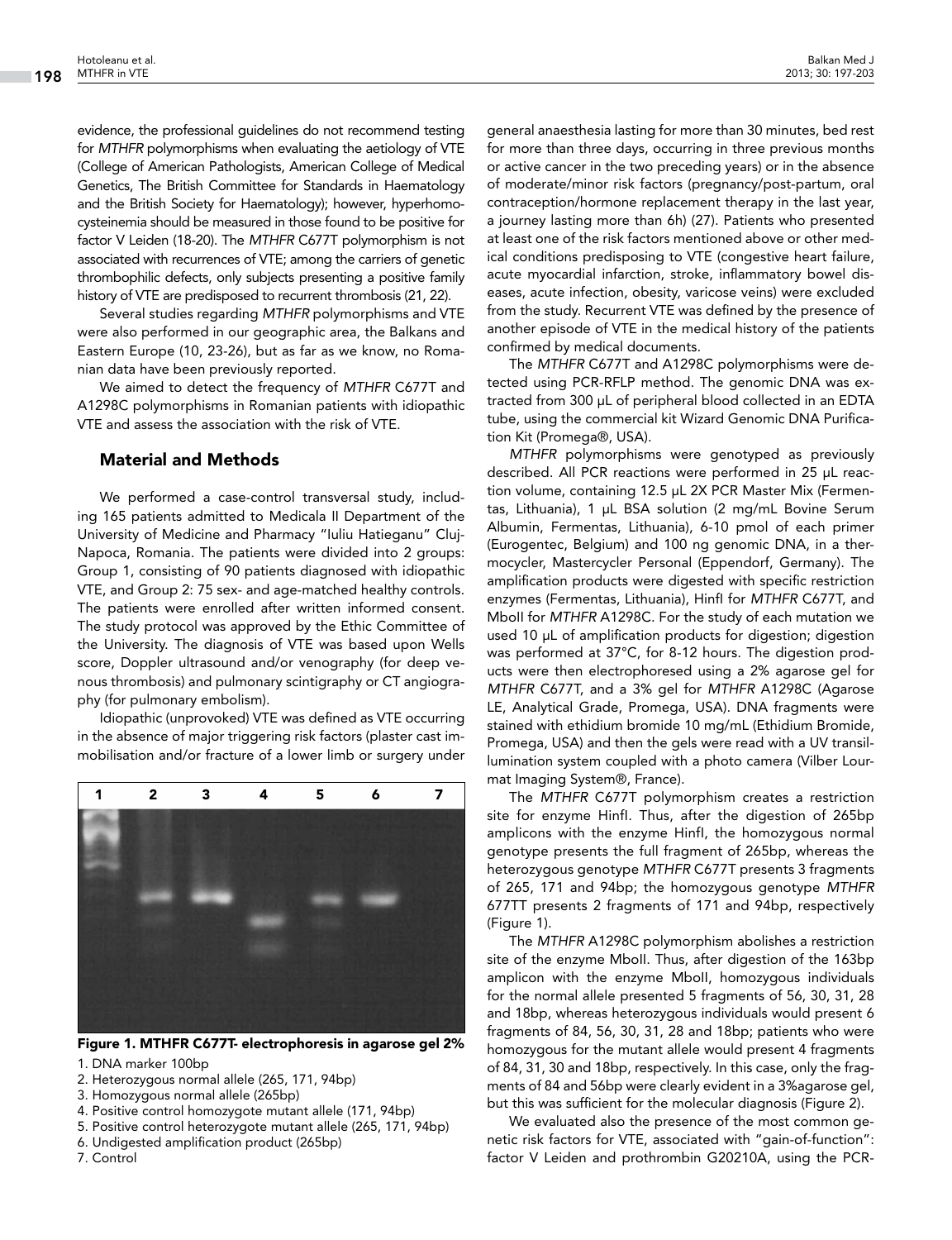evidence, the professional guidelines do not recommend testing for *MTHFR* polymorphisms when evaluating the aetiology of VTE (College of American Pathologists, American College of Medical Genetics, The British Committee for Standards in Haematology and the British Society for Haematology); however, hyperhomocysteinemia should be measured in those found to be positive for factor V Leiden (18-20). The *MTHFR* C677T polymorphism is not associated with recurrences of VTE; among the carriers of genetic thrombophilic defects, only subjects presenting a positive family history of VTE are predisposed to recurrent thrombosis (21, 22).

Several studies regarding *MTHFR* polymorphisms and VTE were also performed in our geographic area, the Balkans and Eastern Europe (10, 23-26), but as far as we know, no Romanian data have been previously reported.

We aimed to detect the frequency of *MTHFR* C677T and A1298C polymorphisms in Romanian patients with idiopathic VTE and assess the association with the risk of VTE.

## Material and Methods

We performed a case-control transversal study, including 165 patients admitted to Medicala II Department of the University of Medicine and Pharmacy "Iuliu Hatieganu" Cluj-Napoca, Romania. The patients were divided into 2 groups: Group 1, consisting of 90 patients diagnosed with idiopathic VTE, and Group 2: 75 sex- and age-matched healthy controls. The patients were enrolled after written informed consent. The study protocol was approved by the Ethic Committee of the University. The diagnosis of VTE was based upon Wells score, Doppler ultrasound and/or venography (for deep venous thrombosis) and pulmonary scintigraphy or CT angiography (for pulmonary embolism).

Idiopathic (unprovoked) VTE was defined as VTE occurring in the absence of major triggering risk factors (plaster cast immobilisation and/or fracture of a lower limb or surgery under general anaesthesia lasting for more than 30 minutes, bed rest for more than three days, occurring in three previous months or active cancer in the two preceding years) or in the absence of moderate/minor risk factors (pregnancy/post-partum, oral contraception/hormone replacement therapy in the last year, a journey lasting more than 6h) (27). Patients who presented at least one of the risk factors mentioned above or other medical conditions predisposing to VTE (congestive heart failure, acute myocardial infarction, stroke, inflammatory bowel diseases, acute infection, obesity, varicose veins) were excluded from the study. Recurrent VTE was defined by the presence of another episode of VTE in the medical history of the patients confirmed by medical documents.

The *MTHFR* C677T and A1298C polymorphisms were detected using PCR-RFLP method. The genomic DNA was extracted from 300 µL of peripheral blood collected in an EDTA tube, using the commercial kit Wizard Genomic DNA Purification Kit (Promega®, USA).

*MTHFR* polymorphisms were genotyped as previously described. All PCR reactions were performed in 25 µL reaction volume, containing 12.5 µL 2X PCR Master Mix (Fermentas, Lithuania), 1 µL BSA solution (2 mg/mL Bovine Serum Albumin, Fermentas, Lithuania), 6-10 pmol of each primer (Eurogentec, Belgium) and 100 ng genomic DNA, in a thermocycler, Mastercycler Personal (Eppendorf, Germany). The amplification products were digested with specific restriction enzymes (Fermentas, Lithuania), HinfI for *MTHFR* C677T, and MboII for *MTHFR* A1298C. For the study of each mutation we used 10 µL of amplification products for digestion; digestion was performed at 37°C, for 8-12 hours. The digestion products were then electrophoresed using a 2% agarose gel for *MTHFR* C677T, and a 3% gel for *MTHFR* A1298C (Agarose LE, Analytical Grade, Promega, USA). DNA fragments were stained with ethidium bromide 10 mg/mL (Ethidium Bromide, Promega, USA) and then the gels were read with a UV transillumination system coupled with a photo camera (Vilber Lourmat Imaging System®, France).

The *MTHFR* C677T polymorphism creates a restriction site for enzyme HinfI. Thus, after the digestion of 265bp amplicons with the enzyme HinfI, the homozygous normal genotype presents the full fragment of 265bp, whereas the heterozygous genotype *MTHFR* C677T presents 3 fragments of 265, 171 and 94bp; the homozygous genotype *MTHFR* 677TT presents 2 fragments of 171 and 94bp, respectively (Figure 1).

**Figure 1. MTHFR C677T- electrophoresis in agarose gel 2%**

1. DNA marker 100bp
2. Heterozygous normal allele (265, 171, 94bp)
3. Homozygous normal allele (265bp)
4. Positive control homozygote mutant allele (171, 94bp)
5. Positive control heterozygote mutant allele (265, 171, 94bp)
6. Undigested amplification product (265bp)
7. Control

The *MTHFR* A1298C polymorphism abolishes a restriction site of the enzyme MboII. Thus, after digestion of the 163bp amplicon with the enzyme MboII, homozygous individuals for the normal allele presented 5 fragments of 56, 30, 31, 28 and 18bp, whereas heterozygous individuals would present 6 fragments of 84, 56, 30, 31, 28 and 18bp; patients who were homozygous for the mutant allele would present 4 fragments of 84, 31, 30 and 18bp, respectively. In this case, only the fragments of 84 and 56bp were clearly evident in a 3%agarose gel, but this was sufficient for the molecular diagnosis (Figure 2).

We evaluated also the presence of the most common genetic risk factors for VTE, associated with "gain-of-function": factor V Leiden and prothrombin G20210A, using the PCR-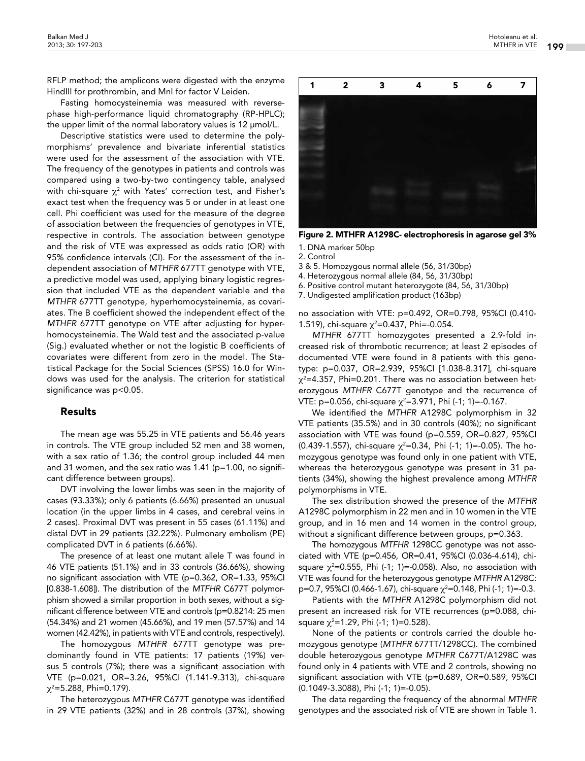RFLP method; the amplicons were digested with the enzyme HindIII for prothrombin, and MnI for factor V Leiden.

Fasting homocysteinemia was measured with reverse-phase high-performance liquid chromatography (RP-HPLC); the upper limit of the normal laboratory values is 12 μmol/L.

Descriptive statistics were used to determine the polymorphisms' prevalence and bivariate inferential statistics were used for the assessment of the association with VTE. The frequency of the genotypes in patients and controls was compared using a two-by-two contingency table, analysed with chi-square $\chi^2$ with Yates' correction test, and Fisher's exact test when the frequency was 5 or under in at least one cell. Phi coefficient was used for the measure of the degree of association between the frequencies of genotypes in VTE, respective in controls. The association between genotype and the risk of VTE was expressed as odds ratio (OR) with 95% confidence intervals (CI). For the assessment of the independent association of *MTHFR* 677TT genotype with VTE, a predictive model was used, applying binary logistic regression that included VTE as the dependent variable and the *MTHFR* 677TT genotype, hyperhomocysteinemia, as covariates. The B coefficient showed the independent effect of the *MTHFR* 677TT genotype on VTE after adjusting for hyperhomocysteinemia. The Wald test and the associated p-value (Sig.) evaluated whether or not the logistic B coefficients of covariates were different from zero in the model. The Statistical Package for the Social Sciences (SPSS) 16.0 for Windows was used for the analysis. The criterion for statistical significance was p<0.05.

## Results

The mean age was 55.25 in VTE patients and 56.46 years in controls. The VTE group included 52 men and 38 women, with a sex ratio of 1.36; the control group included 44 men and 31 women, and the sex ratio was 1.41 (p=1.00, no significant difference between groups).

DVT involving the lower limbs was seen in the majority of cases (93.33%); only 6 patients (6.66%) presented an unusual location (in the upper limbs in 4 cases, and cerebral veins in 2 cases). Proximal DVT was present in 55 cases (61.11%) and distal DVT in 29 patients (32.22%). Pulmonary embolism (PE) complicated DVT in 6 patients (6.66%).

The presence of at least one mutant allele T was found in 46 VTE patients (51.1%) and in 33 controls (36.66%), showing no significant association with VTE (p=0.362, OR=1.33, 95%CI [0.838-1.608]). The distribution of the *MTFHR* C677T polymorphism showed a similar proportion in both sexes, without a significant difference between VTE and controls (p=0.8214: 25 men (54.34%) and 21 women (45.66%), and 19 men (57.57%) and 14 women (42.42%), in patients with VTE and controls, respectively).

The homozygous *MTHFR* 677TT genotype was predominantly found in VTE patients: 17 patients (19%) versus 5 controls (7%); there was a significant association with VTE (p=0.021, OR=3.26, 95%CI (1.141-9.313), chi-square $\chi^2$=5.288, Phi=0.179).

The heterozygous *MTHFR* C677T genotype was identified in 29 VTE patients (32%) and in 28 controls (37%), showing no association with VTE: p=0.492, OR=0.798, 95%CI (0.410-1.519), chi-square $\chi^2$=0.437, Phi=-0.054.

Figure 2. MTHFR A1298C- electrophoresis in agarose gel 3%

1. DNA marker 50bp
2. Control
3 & 5. Homozygous normal allele (56, 31/30bp)
4. Heterozygous normal allele (84, 56, 31/30bp)
6. Positive control mutant heterozygote (84, 56, 31/30bp)
7. Undigested amplification product (163bp)

*MTHFR* 677TT homozygotes presented a 2.9-fold increased risk of thrombotic recurrence; at least 2 episodes of documented VTE were found in 8 patients with this genotype: p=0.037, OR=2.939, 95%CI [1.038-8.317], chi-square $\chi^2$=4.357, Phi=0.201. There was no association between heterozygous *MTHFR* C677T genotype and the recurrence of VTE: p=0.056, chi-square $\chi^2$=3.971, Phi (-1; 1)=-0.167.

We identified the *MTHFR* A1298C polymorphism in 32 VTE patients (35.5%) and in 30 controls (40%); no significant association with VTE was found (p=0.559, OR=0.827, 95%CI (0.439-1.557), chi-square $\chi^2$=0.34, Phi (-1; 1)=-0.05). The homozygous genotype was found only in one patient with VTE, whereas the heterozygous genotype was present in 31 patients (34%), showing the highest prevalence among *MTHFR* polymorphisms in VTE.

The sex distribution showed the presence of the *MTFHR* A1298C polymorphism in 22 men and in 10 women in the VTE group, and in 16 men and 14 women in the control group, without a significant difference between groups, p=0.363.

The homozygous *MTHFR* 1298CC genotype was not associated with VTE (p=0.456, OR=0.41, 95%CI (0.036-4.614), chi-square $\chi^2$=0.555, Phi (-1; 1)=-0.058). Also, no association with VTE was found for the heterozygous genotype *MTHFR* A1298C: p=0.7, 95%CI (0.466-1.67), chi-square $\chi^2$=0.148, Phi (-1; 1)=-0.3.

Patients with the *MTHFR* A1298C polymorphism did not present an increased risk for VTE recurrences (p=0.088, chi-square $\chi^2$=1.29, Phi (-1; 1)=0.528).

None of the patients or controls carried the double homozygous genotype (*MTHFR* 677TT/1298CC). The combined double heterozygous genotype *MTHFR* C677T/A1298C was found only in 4 patients with VTE and 2 controls, showing no significant association with VTE (p=0.689, OR=0.589, 95%CI (0.1049-3.3088), Phi (-1; 1)=-0.05).

The data regarding the frequency of the abnormal *MTHFR* genotypes and the associated risk of VTE are shown in Table 1.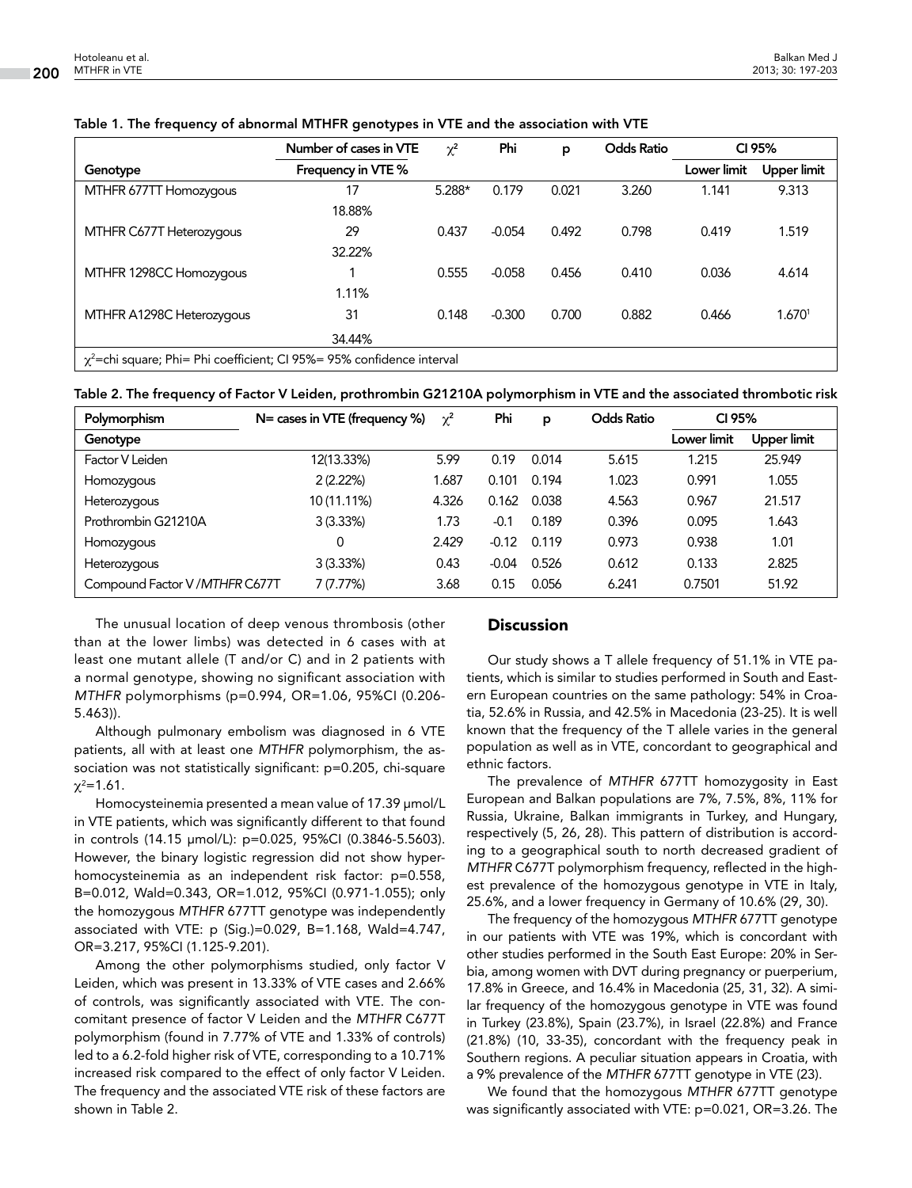**Table 1. The frequency of abnormal MTHFR genotypes in VTE and the association with VTE**

| Genotype | Number of cases in VTE<br>Frequency in VTE % | $\chi^2$ | Phi | p | Odds Ratio | CI 95% Lower limit | CI 95% Upper limit |
|---|---|---|---|---|---|---|---|
| MTHFR 677TT Homozygous | 17<br>18.88% | 5.288* | 0.179 | 0.021 | 3.260 | 1.141 | 9.313 |
| MTHFR C677T Heterozygous | 29<br>32.22% | 0.437 | -0.054 | 0.492 | 0.798 | 0.419 | 1.519 |
| MTHFR 1298CC Homozygous | 1<br>1.11% | 0.555 | -0.058 | 0.456 | 0.410 | 0.036 | 4.614 |
| MTHFR A1298C Heterozygous | 31<br>34.44% | 0.148 | -0.300 | 0.700 | 0.882 | 0.466 | 1.670[1] |

$\chi^2$=chi square; Phi= Phi coefficient; CI 95%= 95% confidence interval

**Table 2. The frequency of Factor V Leiden, prothrombin G21210A polymorphism in VTE and the associated thrombotic risk**

| Polymorphism<br>Genotype | N= cases in VTE (frequency %) | $\chi^2$ | Phi | p | Odds Ratio | CI 95% Lower limit | CI 95% Upper limit |
|---|---|---|---|---|---|---|---|
| Factor V Leiden | 12(13.33%) | 5.99 | 0.19 | 0.014 | 5.615 | 1.215 | 25.949 |
| Homozygous | 2 (2.22%) | 1.687 | 0.101 | 0.194 | 1.023 | 0.991 | 1.055 |
| Heterozygous | 10 (11.11%) | 4.326 | 0.162 | 0.038 | 4.563 | 0.967 | 21.517 |
| Prothrombin G21210A | 3 (3.33%) | 1.73 | -0.1 | 0.189 | 0.396 | 0.095 | 1.643 |
| Homozygous | 0 | 2.429 | -0.12 | 0.119 | 0.973 | 0.938 | 1.01 |
| Heterozygous | 3 (3.33%) | 0.43 | -0.04 | 0.526 | 0.612 | 0.133 | 2.825 |
| Compound Factor V /*MTHFR* C677T | 7 (7.77%) | 3.68 | 0.15 | 0.056 | 6.241 | 0.7501 | 51.92 |

The unusual location of deep venous thrombosis (other than at the lower limbs) was detected in 6 cases with at least one mutant allele (T and/or C) and in 2 patients with a normal genotype, showing no significant association with *MTHFR* polymorphisms (p=0.994, OR=1.06, 95%CI (0.206-5.463)).

Although pulmonary embolism was diagnosed in 6 VTE patients, all with at least one *MTHFR* polymorphism, the association was not statistically significant: p=0.205, chi-square $\chi^2$=1.61.

Homocysteinemia presented a mean value of 17.39 μmol/L in VTE patients, which was significantly different to that found in controls (14.15 μmol/L): p=0.025, 95%CI (0.3846-5.5603). However, the binary logistic regression did not show hyperhomocysteinemia as an independent risk factor: p=0.558, B=0.012, Wald=0.343, OR=1.012, 95%CI (0.971-1.055); only the homozygous *MTHFR* 677TT genotype was independently associated with VTE: p (Sig.)=0.029, B=1.168, Wald=4.747, OR=3.217, 95%CI (1.125-9.201).

Among the other polymorphisms studied, only factor V Leiden, which was present in 13.33% of VTE cases and 2.66% of controls, was significantly associated with VTE. The concomitant presence of factor V Leiden and the *MTHFR* C677T polymorphism (found in 7.77% of VTE and 1.33% of controls) led to a 6.2-fold higher risk of VTE, corresponding to a 10.71% increased risk compared to the effect of only factor V Leiden. The frequency and the associated VTE risk of these factors are shown in Table 2.

## Discussion

Our study shows a T allele frequency of 51.1% in VTE patients, which is similar to studies performed in South and Eastern European countries on the same pathology: 54% in Croatia, 52.6% in Russia, and 42.5% in Macedonia (23-25). It is well known that the frequency of the T allele varies in the general population as well as in VTE, concordant to geographical and ethnic factors.

The prevalence of *MTHFR* 677TT homozygosity in East European and Balkan populations are 7%, 7.5%, 8%, 11% for Russia, Ukraine, Balkan immigrants in Turkey, and Hungary, respectively (5, 26, 28). This pattern of distribution is according to a geographical south to north decreased gradient of *MTHFR* C677T polymorphism frequency, reflected in the highest prevalence of the homozygous genotype in VTE in Italy, 25.6%, and a lower frequency in Germany of 10.6% (29, 30).

The frequency of the homozygous *MTHFR* 677TT genotype in our patients with VTE was 19%, which is concordant with other studies performed in the South East Europe: 20% in Serbia, among women with DVT during pregnancy or puerperium, 17.8% in Greece, and 16.4% in Macedonia (25, 31, 32). A similar frequency of the homozygous genotype in VTE was found in Turkey (23.8%), Spain (23.7%), in Israel (22.8%) and France (21.8%) (10, 33-35), concordant with the frequency peak in Southern regions. A peculiar situation appears in Croatia, with a 9% prevalence of the *MTHFR* 677TT genotype in VTE (23).

We found that the homozygous *MTHFR* 677TT genotype was significantly associated with VTE: p=0.021, OR=3.26. The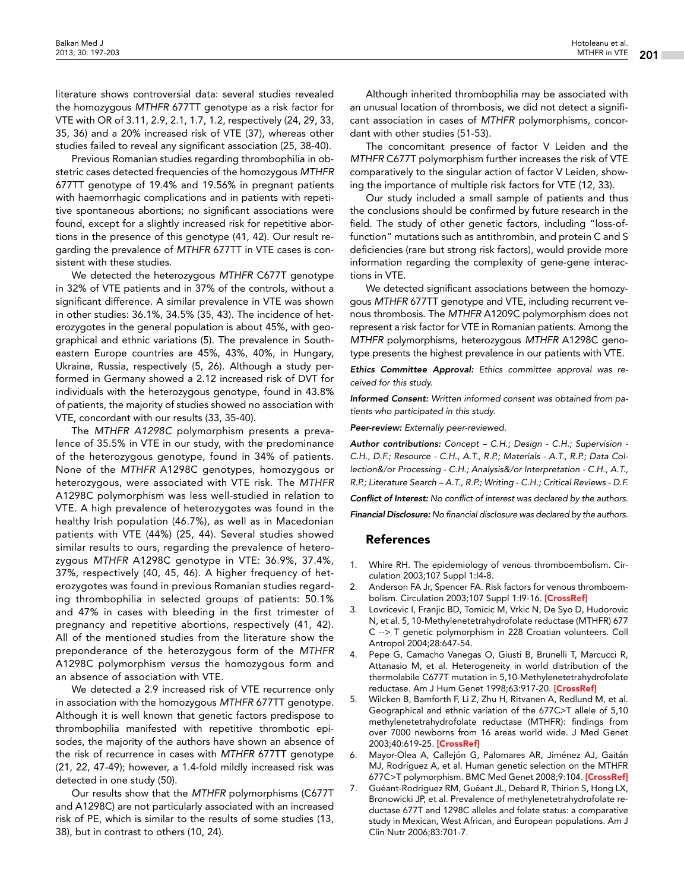literature shows controversial data: several studies revealed the homozygous *MTHFR* 677TT genotype as a risk factor for VTE with OR of 3.11, 2.9, 2.1, 1.7, 1.2, respectively (24, 29, 33, 35, 36) and a 20% increased risk of VTE (37), whereas other studies failed to reveal any significant association (25, 38-40).

Previous Romanian studies regarding thrombophilia in obstetric cases detected frequencies of the homozygous *MTHFR* 677TT genotype of 19.4% and 19.56% in pregnant patients with haemorrhagic complications and in patients with repetitive spontaneous abortions; no significant associations were found, except for a slightly increased risk for repetitive abortions in the presence of this genotype (41, 42). Our result regarding the prevalence of *MTHFR* 677TT in VTE cases is consistent with these studies.

We detected the heterozygous *MTHFR* C677T genotype in 32% of VTE patients and in 37% of the controls, without a significant difference. A similar prevalence in VTE was shown in other studies: 36.1%, 34.5% (35, 43). The incidence of heterozygotes in the general population is about 45%, with geographical and ethnic variations (5). The prevalence in South-eastern Europe countries are 45%, 43%, 40%, in Hungary, Ukraine, Russia, respectively (5, 26). Although a study performed in Germany showed a 2.12 increased risk of DVT for individuals with the heterozygous genotype, found in 43.8% of patients, the majority of studies showed no association with VTE, concordant with our results (33, 35-40).

The *MTHFR A1298C* polymorphism presents a prevalence of 35.5% in VTE in our study, with the predominance of the heterozygous genotype, found in 34% of patients. None of the *MTHFR* A1298C genotypes, homozygous or heterozygous, were associated with VTE risk. The *MTHFR* A1298C polymorphism was less well-studied in relation to VTE. A high prevalence of heterozygotes was found in the healthy Irish population (46.7%), as well as in Macedonian patients with VTE (44%) (25, 44). Several studies showed similar results to ours, regarding the prevalence of heterozygous *MTHFR* A1298C genotype in VTE: 36.9%, 37.4%, 37%, respectively (40, 45, 46). A higher frequency of heterozygotes was found in previous Romanian studies regarding thrombophilia in selected groups of patients: 50.1% and 47% in cases with bleeding in the first trimester of pregnancy and repetitive abortions, respectively (41, 42). All of the mentioned studies from the literature show the preponderance of the heterozygous form of the *MTHFR* A1298C polymorphism *versus* the homozygous form and an absence of association with VTE.

We detected a 2.9 increased risk of VTE recurrence only in association with the homozygous *MTHFR* 677TT genotype. Although it is well known that genetic factors predispose to thrombophilia manifested with repetitive thrombotic episodes, the majority of the authors have shown an absence of the risk of recurrence in cases with *MTHFR* 677TT genotype (21, 22, 47-49); however, a 1.4-fold mildly increased risk was detected in one study (50).

Our results show that the *MTHFR* polymorphisms (C677T and A1298C) are not particularly associated with an increased risk of PE, which is similar to the results of some studies (13, 38), but in contrast to others (10, 24).

Although inherited thrombophilia may be associated with an unusual location of thrombosis, we did not detect a significant association in cases of *MTHFR* polymorphisms, concordant with other studies (51-53).

The concomitant presence of factor V Leiden and the *MTHFR* C677T polymorphism further increases the risk of VTE comparatively to the singular action of factor V Leiden, showing the importance of multiple risk factors for VTE (12, 33).

Our study included a small sample of patients and thus the conclusions should be confirmed by future research in the field. The study of other genetic factors, including "loss-of-function" mutations such as antithrombin, and protein C and S deficiencies (rare but strong risk factors), would provide more information regarding the complexity of gene-gene interactions in VTE.

We detected significant associations between the homozygous *MTHFR* 677TT genotype and VTE, including recurrent venous thrombosis. The *MTHFR* A1209C polymorphism does not represent a risk factor for VTE in Romanian patients. Among the *MTHFR* polymorphisms, heterozygous *MTHFR* A1298C genotype presents the highest prevalence in our patients with VTE.

***Ethics Committee Approval:*** *Ethics committee approval was received for this study.*

***Informed Consent:*** *Written informed consent was obtained from patients who participated in this study.*

***Peer-review:*** *Externally peer-reviewed.*

***Author contributions:*** *Concept – C.H.; Design - C.H.; Supervision - C.H., D.F.; Resource - C.H., A.T., R.P.; Materials - A.T., R.P.; Data Collection&/or Processing - C.H.; Analysis&/or Interpretation - C.H., A.T., R.P.; Literature Search – A.T., R.P.; Writing - C.H.; Critical Reviews - D.F.*

***Conflict of Interest:*** *No conflict of interest was declared by the authors.*

***Financial Disclosure:*** *No financial disclosure was declared by the authors.*

## References

1. Whire RH. The epidemiology of venous thromboembolism. Circulation 2003;107 Suppl 1:I4-8.
2. Anderson FA Jr, Spencer FA. Risk factors for venous thromboembolism. Circulation 2003;107 Suppl 1:I9-16. **[CrossRef]**
3. Lovricevic I, Franjic BD, Tomicic M, Vrkic N, De Syo D, Hudorovic N, et al. 5, 10-Methylenetetrahydrofolate reductase (MTHFR) 677 C --> T genetic polymorphism in 228 Croatian volunteers. Coll Antropol 2004;28:647-54.
4. Pepe G, Camacho Vanegas O, Giusti B, Brunelli T, Marcucci R, Attanasio M, et al. Heterogeneity in world distribution of the thermolabile C677T mutation in 5,10-Methylenetetrahydrofolate reductase. Am J Hum Genet 1998;63:917-20. **[CrossRef]**
5. Wilcken B, Bamforth F, Li Z, Zhu H, Ritvanen A, Redlund M, et al. Geographical and ethnic variation of the 677C>T allele of 5,10 methylenetetrahydrofolate reductase (MTHFR): findings from over 7000 newborns from 16 areas world wide. J Med Genet 2003;40:619-25. **[CrossRef]**
6. Mayor-Olea A, Callejón G, Palomares AR, Jiménez AJ, Gaitán MJ, Rodríguez A, et al. Human genetic selection on the MTHFR 677C>T polymorphism. BMC Med Genet 2008;9:104. **[CrossRef]**
7. Guéant-Rodriguez RM, Guéant JL, Debard R, Thirion S, Hong LX, Bronowicki JP, et al. Prevalence of methylenetetrahydrofolate reductase 677T and 1298C alleles and folate status: a comparative study in Mexican, West African, and European populations. Am J Clin Nutr 2006;83:701-7.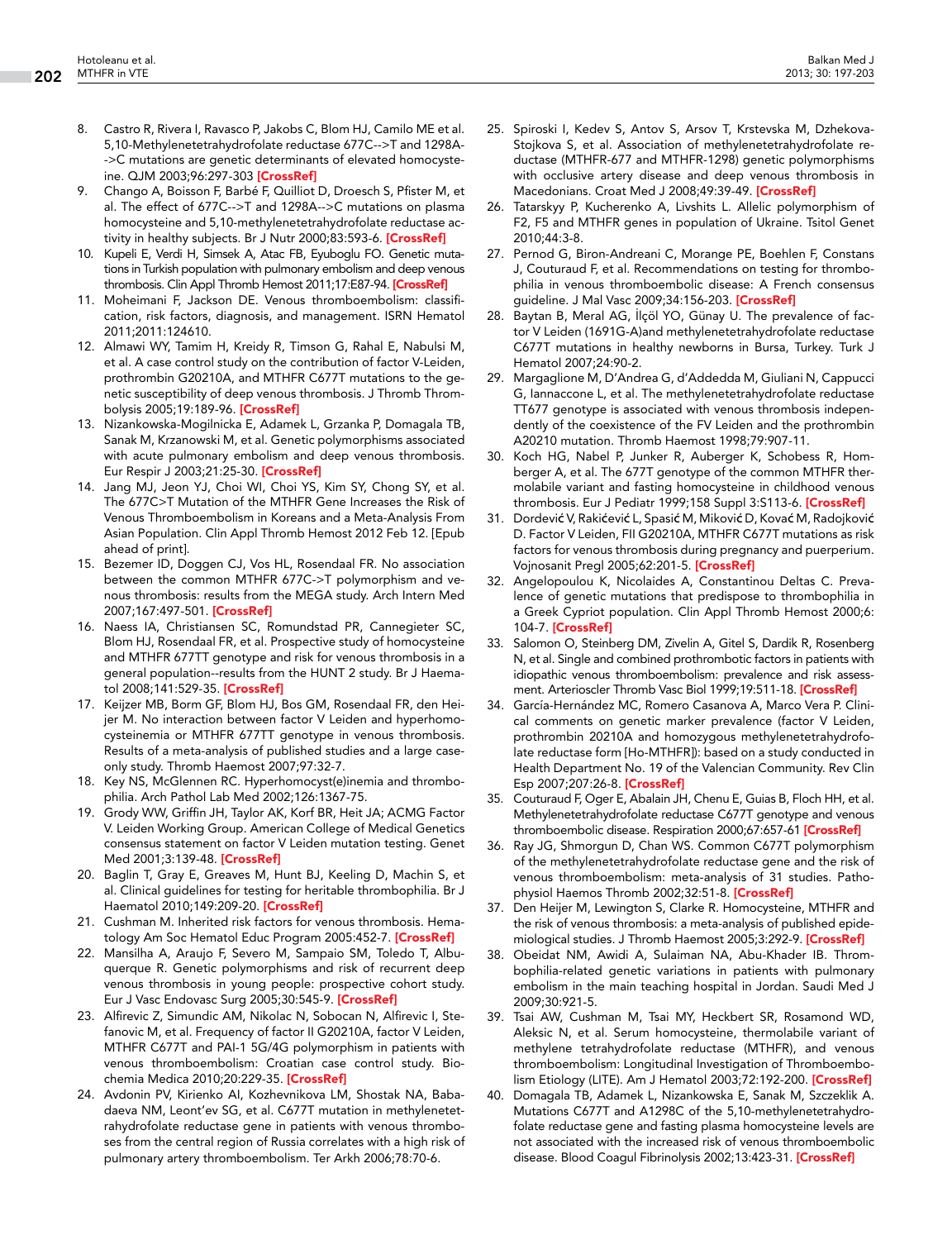8. Castro R, Rivera I, Ravasco P, Jakobs C, Blom HJ, Camilo ME et al. 5,10-Methylenetetrahydrofolate reductase 677C-->T and 1298A-->C mutations are genetic determinants of elevated homocysteine. QJM 2003;96:297-303 [CrossRef]
9. Chango A, Boisson F, Barbé F, Quilliot D, Droesch S, Pfister M, et al. The effect of 677C-->T and 1298A-->C mutations on plasma homocysteine and 5,10-methylenetetrahydrofolate reductase activity in healthy subjects. Br J Nutr 2000;83:593-6. [CrossRef]
10. Kupeli E, Verdi H, Simsek A, Atac FB, Eyuboglu FO. Genetic mutations in Turkish population with pulmonary embolism and deep venous thrombosis. Clin Appl Thromb Hemost 2011;17:E87-94. [CrossRef]
11. Moheimani F, Jackson DE. Venous thromboembolism: classification, risk factors, diagnosis, and management. ISRN Hematol 2011;2011:124610.
12. Almawi WY, Tamim H, Kreidy R, Timson G, Rahal E, Nabulsi M, et al. A case control study on the contribution of factor V-Leiden, prothrombin G20210A, and MTHFR C677T mutations to the genetic susceptibility of deep venous thrombosis. J Thromb Thrombolysis 2005;19:189-96. [CrossRef]
13. Nizankowska-Mogilnicka E, Adamek L, Grzanka P, Domagala TB, Sanak M, Krzanowski M, et al. Genetic polymorphisms associated with acute pulmonary embolism and deep venous thrombosis. Eur Respir J 2003;21:25-30. [CrossRef]
14. Jang MJ, Jeon YJ, Choi WI, Choi YS, Kim SY, Chong SY, et al. The 677C>T Mutation of the MTHFR Gene Increases the Risk of Venous Thromboembolism in Koreans and a Meta-Analysis From Asian Population. Clin Appl Thromb Hemost 2012 Feb 12. [Epub ahead of print].
15. Bezemer ID, Doggen CJ, Vos HL, Rosendaal FR. No association between the common MTHFR 677C->T polymorphism and venous thrombosis: results from the MEGA study. Arch Intern Med 2007;167:497-501. [CrossRef]
16. Naess IA, Christiansen SC, Romundstad PR, Cannegieter SC, Blom HJ, Rosendaal FR, et al. Prospective study of homocysteine and MTHFR 677TT genotype and risk for venous thrombosis in a general population--results from the HUNT 2 study. Br J Haematol 2008;141:529-35. [CrossRef]
17. Keijzer MB, Borm GF, Blom HJ, Bos GM, Rosendaal FR, den Heijer M. No interaction between factor V Leiden and hyperhomocysteinemia or MTHFR 677TT genotype in venous thrombosis. Results of a meta-analysis of published studies and a large case-only study. Thromb Haemost 2007;97:32-7.
18. Key NS, McGlennen RC. Hyperhomocyst(e)inemia and thrombophilia. Arch Pathol Lab Med 2002;126:1367-75.
19. Grody WW, Griffin JH, Taylor AK, Korf BR, Heit JA; ACMG Factor V. Leiden Working Group. American College of Medical Genetics consensus statement on factor V Leiden mutation testing. Genet Med 2001;3:139-48. [CrossRef]
20. Baglin T, Gray E, Greaves M, Hunt BJ, Keeling D, Machin S, et al. Clinical guidelines for testing for heritable thrombophilia. Br J Haematol 2010;149:209-20. [CrossRef]
21. Cushman M. Inherited risk factors for venous thrombosis. Hematology Am Soc Hematol Educ Program 2005:452-7. [CrossRef]
22. Mansilha A, Araujo F, Severo M, Sampaio SM, Toledo T, Albuquerque R. Genetic polymorphisms and risk of recurrent deep venous thrombosis in young people: prospective cohort study. Eur J Vasc Endovasc Surg 2005;30:545-9. [CrossRef]
23. Alfirevic Z, Simundic AM, Nikolac N, Sobocan N, Alfirevic I, Stefanovic M, et al. Frequency of factor II G20210A, factor V Leiden, MTHFR C677T and PAI-1 5G/4G polymorphism in patients with venous thromboembolism: Croatian case control study. Biochemia Medica 2010;20:229-35. [CrossRef]
24. Avdonin PV, Kirienko AI, Kozhevnikova LM, Shostak NA, Babadaeva NM, Leont'ev SG, et al. C677T mutation in methylenetetrahydrofolate reductase gene in patients with venous thromboses from the central region of Russia correlates with a high risk of pulmonary artery thromboembolism. Ter Arkh 2006;78:70-6.
25. Spiroski I, Kedev S, Antov S, Arsov T, Krstevska M, Dzhekova-Stojkova S, et al. Association of methylenetetrahydrofolate reductase (MTHFR-677 and MTHFR-1298) genetic polymorphisms with occlusive artery disease and deep venous thrombosis in Macedonians. Croat Med J 2008;49:39-49. [CrossRef]
26. Tatarskyy P, Kucherenko A, Livshits L. Allelic polymorphism of F2, F5 and MTHFR genes in population of Ukraine. Tsitol Genet 2010;44:3-8.
27. Pernod G, Biron-Andreani C, Morange PE, Boehlen F, Constans J, Couturaud F, et al. Recommendations on testing for thrombophilia in venous thromboembolic disease: A French consensus guideline. J Mal Vasc 2009;34:156-203. [CrossRef]
28. Baytan B, Meral AG, İlçöl YO, Günay U. The prevalence of factor V Leiden (1691G-A)and methylenetetrahydrofolate reductase C677T mutations in healthy newborns in Bursa, Turkey. Turk J Hematol 2007;24:90-2.
29. Margaglione M, D'Andrea G, d'Addedda M, Giuliani N, Cappucci G, Iannaccone L, et al. The methylenetetrahydrofolate reductase TT677 genotype is associated with venous thrombosis independently of the coexistence of the FV Leiden and the prothrombin A20210 mutation. Thromb Haemost 1998;79:907-11.
30. Koch HG, Nabel P, Junker R, Auberger K, Schobess R, Homberger A, et al. The 677T genotype of the common MTHFR thermolabile variant and fasting homocysteine in childhood venous thrombosis. Eur J Pediatr 1999;158 Suppl 3:S113-6. [CrossRef]
31. Dordević V, Rakićević L, Spasić M, Miković D, Kovać M, Radojković D. Factor V Leiden, FII G20210A, MTHFR C677T mutations as risk factors for venous thrombosis during pregnancy and puerperium. Vojnosanit Pregl 2005;62:201-5. [CrossRef]
32. Angelopoulou K, Nicolaides A, Constantinou Deltas C. Prevalence of genetic mutations that predispose to thrombophilia in a Greek Cypriot population. Clin Appl Thromb Hemost 2000;6:104-7. [CrossRef]
33. Salomon O, Steinberg DM, Zivelin A, Gitel S, Dardik R, Rosenberg N, et al. Single and combined prothrombotic factors in patients with idiopathic venous thromboembolism: prevalence and risk assessment. Arterioscler Thromb Vasc Biol 1999;19:511-18. [CrossRef]
34. García-Hernández MC, Romero Casanova A, Marco Vera P. Clinical comments on genetic marker prevalence (factor V Leiden, prothrombin 20210A and homozygous methylenetetrahydrofolate reductase form [Ho-MTHFR]): based on a study conducted in Health Department No. 19 of the Valencian Community. Rev Clin Esp 2007;207:26-8. [CrossRef]
35. Couturaud F, Oger E, Abalain JH, Chenu E, Guias B, Floch HH, et al. Methylenetetrahydrofolate reductase C677T genotype and venous thromboembolic disease. Respiration 2000;67:657-61 [CrossRef]
36. Ray JG, Shmorgun D, Chan WS. Common C677T polymorphism of the methylenetetrahydrofolate reductase gene and the risk of venous thromboembolism: meta-analysis of 31 studies. Pathophysiol Haemos Thromb 2002;32:51-8. [CrossRef]
37. Den Heijer M, Lewington S, Clarke R. Homocysteine, MTHFR and the risk of venous thrombosis: a meta-analysis of published epidemiological studies. J Thromb Haemost 2005;3:292-9. [CrossRef]
38. Obeidat NM, Awidi A, Sulaiman NA, Abu-Khader IB. Thrombophilia-related genetic variations in patients with pulmonary embolism in the main teaching hospital in Jordan. Saudi Med J 2009;30:921-5.
39. Tsai AW, Cushman M, Tsai MY, Heckbert SR, Rosamond WD, Aleksic N, et al. Serum homocysteine, thermolabile variant of methylene tetrahydrofolate reductase (MTHFR), and venous thromboembolism: Longitudinal Investigation of Thromboembolism Etiology (LITE). Am J Hematol 2003;72:192-200. [CrossRef]
40. Domagala TB, Adamek L, Nizankowska E, Sanak M, Szczeklik A. Mutations C677T and A1298C of the 5,10-methylenetetrahydrofolate reductase gene and fasting plasma homocysteine levels are not associated with the increased risk of venous thromboembolic disease. Blood Coagul Fibrinolysis 2002;13:423-31. [CrossRef]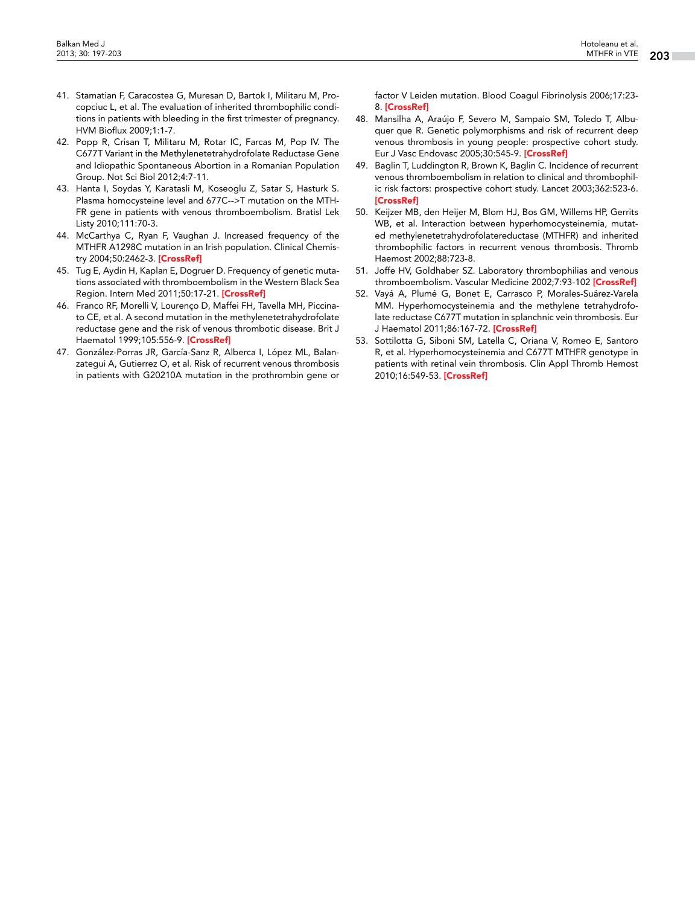41. Stamatian F, Caracostea G, Muresan D, Bartok I, Militaru M, Procopciuc L, et al. The evaluation of inherited thrombophilic conditions in patients with bleeding in the first trimester of pregnancy. HVM Bioflux 2009;1:1-7.
42. Popp R, Crisan T, Militaru M, Rotar IC, Farcas M, Pop IV. The C677T Variant in the Methylenetetrahydrofolate Reductase Gene and Idiopathic Spontaneous Abortion in a Romanian Population Group. Not Sci Biol 2012;4:7-11.
43. Hanta I, Soydas Y, Karatasli M, Koseoglu Z, Satar S, Hasturk S. Plasma homocysteine level and 677C-->T mutation on the MTHFR gene in patients with venous thromboembolism. Bratisl Lek Listy 2010;111:70-3.
44. McCarthya C, Ryan F, Vaughan J. Increased frequency of the MTHFR A1298C mutation in an Irish population. Clinical Chemistry 2004;50:2462-3. [CrossRef]
45. Tug E, Aydin H, Kaplan E, Dogruer D. Frequency of genetic mutations associated with thromboembolism in the Western Black Sea Region. Intern Med 2011;50:17-21. [CrossRef]
46. Franco RF, Morelli V, Lourenço D, Maffei FH, Tavella MH, Piccinato CE, et al. A second mutation in the methylenetetrahydrofolate reductase gene and the risk of venous thrombotic disease. Brit J Haematol 1999;105:556-9. [CrossRef]
47. González-Porras JR, García-Sanz R, Alberca I, López ML, Balanzategui A, Gutierrez O, et al. Risk of recurrent venous thrombosis in patients with G20210A mutation in the prothrombin gene or factor V Leiden mutation. Blood Coagul Fibrinolysis 2006;17:23-8. [CrossRef]
48. Mansilha A, Araújo F, Severo M, Sampaio SM, Toledo T, Albuquer que R. Genetic polymorphisms and risk of recurrent deep venous thrombosis in young people: prospective cohort study. Eur J Vasc Endovasc 2005;30:545-9. [CrossRef]
49. Baglin T, Luddington R, Brown K, Baglin C. Incidence of recurrent venous thromboembolism in relation to clinical and thrombophilic risk factors: prospective cohort study. Lancet 2003;362:523-6. [CrossRef]
50. Keijzer MB, den Heijer M, Blom HJ, Bos GM, Willems HP, Gerrits WB, et al. Interaction between hyperhomocysteinemia, mutated methylenetetrahydrofolatereductase (MTHFR) and inherited thrombophilic factors in recurrent venous thrombosis. Thromb Haemost 2002;88:723-8.
51. Joffe HV, Goldhaber SZ. Laboratory thrombophilias and venous thromboembolism. Vascular Medicine 2002;7:93-102 [CrossRef]
52. Vayá A, Plumé G, Bonet E, Carrasco P, Morales-Suárez-Varela MM. Hyperhomocysteinemia and the methylene tetrahydrofolate reductase C677T mutation in splanchnic vein thrombosis. Eur J Haematol 2011;86:167-72. [CrossRef]
53. Sottilotta G, Siboni SM, Latella C, Oriana V, Romeo E, Santoro R, et al. Hyperhomocysteinemia and C677T MTHFR genotype in patients with retinal vein thrombosis. Clin Appl Thromb Hemost 2010;16:549-53. [CrossRef]